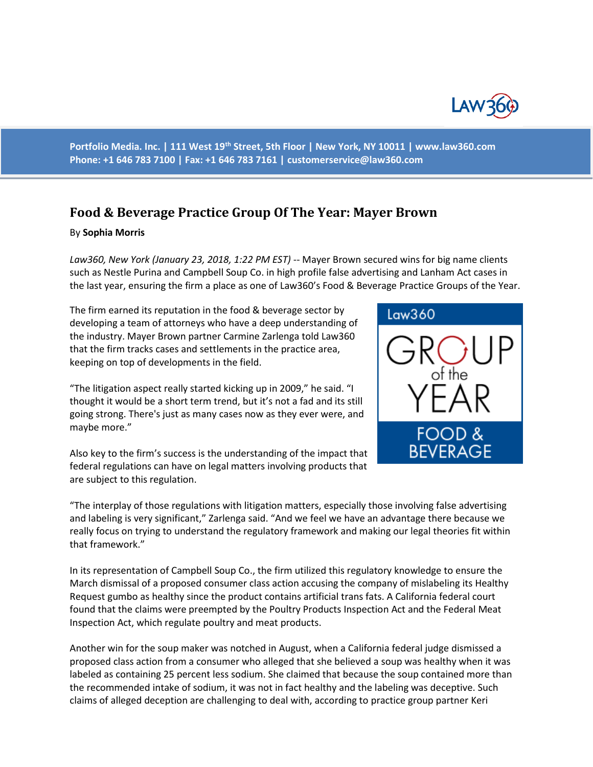Portfolio Media. Inc. | 111 West 19th Street, 5th Floor | New York, NY 10011 | www.law360.com
Phone: +1 646 783 7100 | Fax: +1 646 783 7161 | customerservice@law360.com

# Food & Beverage Practice Group Of The Year: Mayer Brown

By **Sophia Morris**

*Law360, New York (January 23, 2018, 1:22 PM EST)* -- Mayer Brown secured wins for big name clients such as Nestle Purina and Campbell Soup Co. in high profile false advertising and Lanham Act cases in the last year, ensuring the firm a place as one of Law360's Food & Beverage Practice Groups of the Year.

The firm earned its reputation in the food & beverage sector by developing a team of attorneys who have a deep understanding of the industry. Mayer Brown partner Carmine Zarlenga told Law360 that the firm tracks cases and settlements in the practice area, keeping on top of developments in the field.

"The litigation aspect really started kicking up in 2009," he said. "I thought it would be a short term trend, but it's not a fad and its still going strong. There's just as many cases now as they ever were, and maybe more."

Also key to the firm's success is the understanding of the impact that federal regulations can have on legal matters involving products that are subject to this regulation.

"The interplay of those regulations with litigation matters, especially those involving false advertising and labeling is very significant," Zarlenga said. "And we feel we have an advantage there because we really focus on trying to understand the regulatory framework and making our legal theories fit within that framework."

In its representation of Campbell Soup Co., the firm utilized this regulatory knowledge to ensure the March dismissal of a proposed consumer class action accusing the company of mislabeling its Healthy Request gumbo as healthy since the product contains artificial trans fats. A California federal court found that the claims were preempted by the Poultry Products Inspection Act and the Federal Meat Inspection Act, which regulate poultry and meat products.

Another win for the soup maker was notched in August, when a California federal judge dismissed a proposed class action from a consumer who alleged that she believed a soup was healthy when it was labeled as containing 25 percent less sodium. She claimed that because the soup contained more than the recommended intake of sodium, it was not in fact healthy and the labeling was deceptive. Such claims of alleged deception are challenging to deal with, according to practice group partner Keri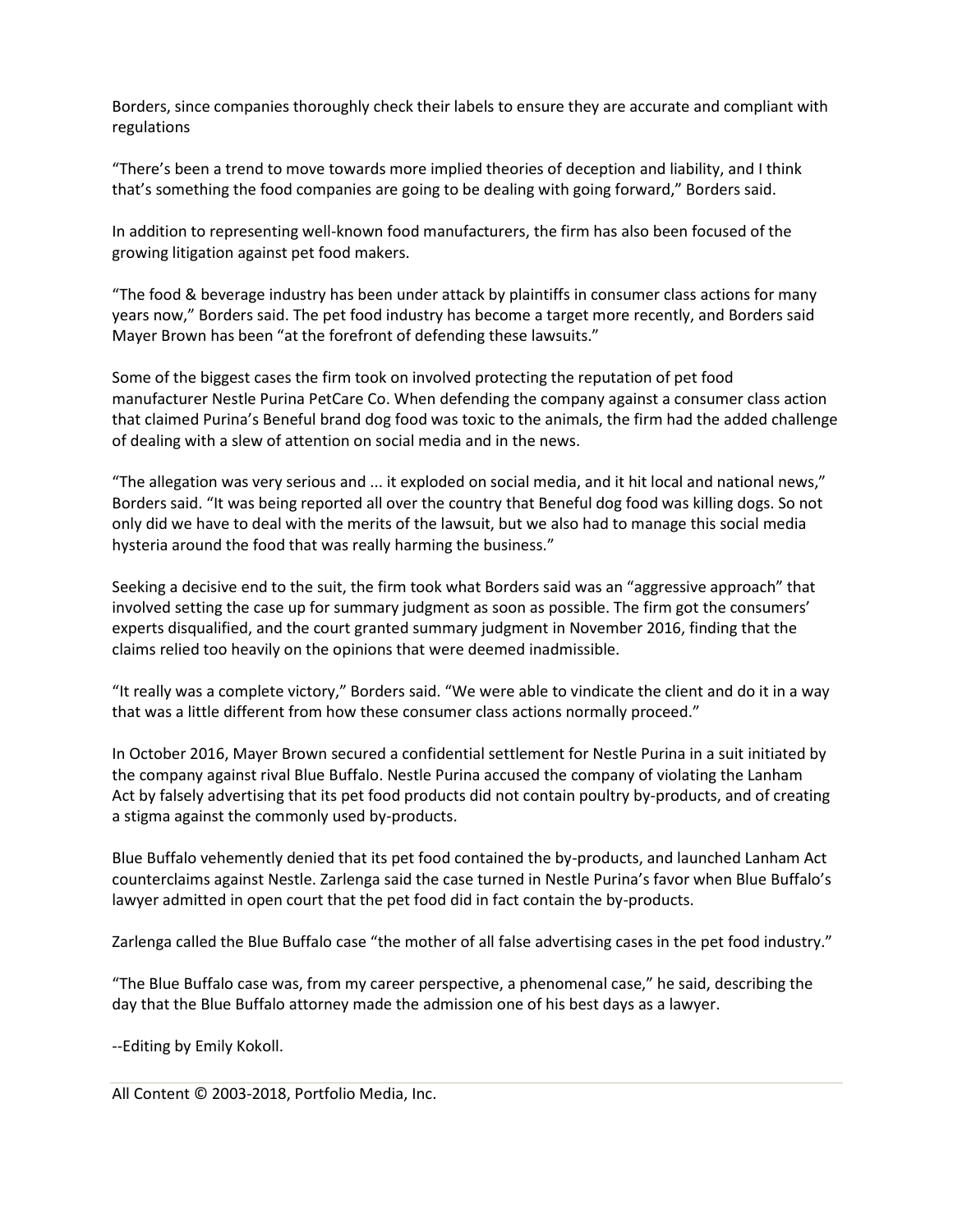Borders, since companies thoroughly check their labels to ensure they are accurate and compliant with regulations

“There’s been a trend to move towards more implied theories of deception and liability, and I think that’s something the food companies are going to be dealing with going forward,” Borders said.

In addition to representing well-known food manufacturers, the firm has also been focused of the growing litigation against pet food makers.

“The food & beverage industry has been under attack by plaintiffs in consumer class actions for many years now,” Borders said. The pet food industry has become a target more recently, and Borders said Mayer Brown has been “at the forefront of defending these lawsuits.”

Some of the biggest cases the firm took on involved protecting the reputation of pet food manufacturer Nestle Purina PetCare Co. When defending the company against a consumer class action that claimed Purina’s Beneful brand dog food was toxic to the animals, the firm had the added challenge of dealing with a slew of attention on social media and in the news.

“The allegation was very serious and ... it exploded on social media, and it hit local and national news,” Borders said. “It was being reported all over the country that Beneful dog food was killing dogs. So not only did we have to deal with the merits of the lawsuit, but we also had to manage this social media hysteria around the food that was really harming the business.”

Seeking a decisive end to the suit, the firm took what Borders said was an “aggressive approach” that involved setting the case up for summary judgment as soon as possible. The firm got the consumers’ experts disqualified, and the court granted summary judgment in November 2016, finding that the claims relied too heavily on the opinions that were deemed inadmissible.

“It really was a complete victory,” Borders said. “We were able to vindicate the client and do it in a way that was a little different from how these consumer class actions normally proceed.”

In October 2016, Mayer Brown secured a confidential settlement for Nestle Purina in a suit initiated by the company against rival Blue Buffalo. Nestle Purina accused the company of violating the Lanham Act by falsely advertising that its pet food products did not contain poultry by-products, and of creating a stigma against the commonly used by-products.

Blue Buffalo vehemently denied that its pet food contained the by-products, and launched Lanham Act counterclaims against Nestle. Zarlenga said the case turned in Nestle Purina’s favor when Blue Buffalo’s lawyer admitted in open court that the pet food did in fact contain the by-products.

Zarlenga called the Blue Buffalo case “the mother of all false advertising cases in the pet food industry.”

“The Blue Buffalo case was, from my career perspective, a phenomenal case,” he said, describing the day that the Blue Buffalo attorney made the admission one of his best days as a lawyer.

--Editing by Emily Kokoll.

All Content © 2003-2018, Portfolio Media, Inc.